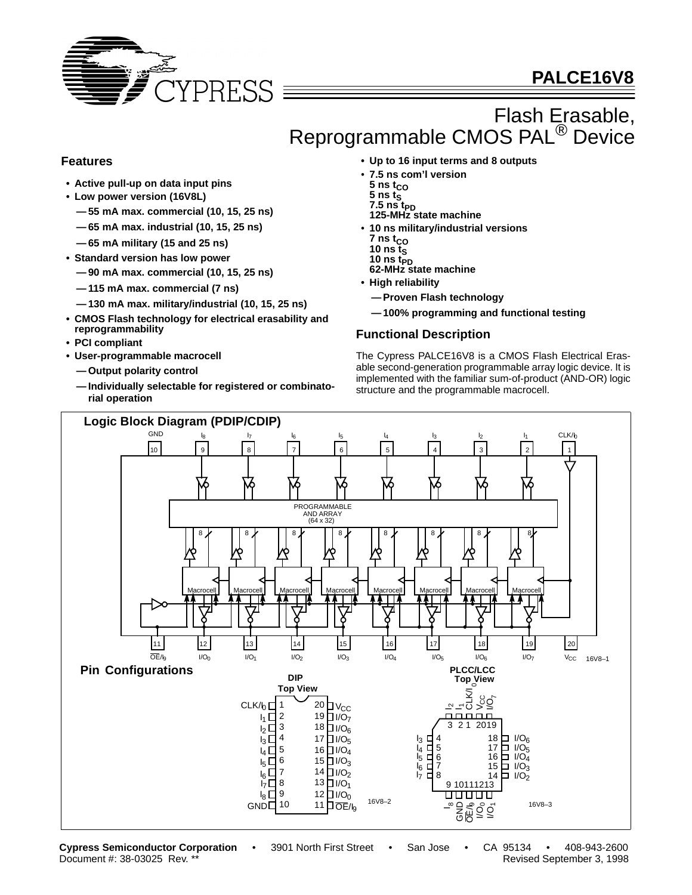# PALCE16V8

## Flash Erasable, Reprogrammable CMOS PAL® Device

### Features

- Active pull-up on data input pins
- Low power version (16V8L)
  - 55 mA max. commercial (10, 15, 25 ns)
  - 65 mA max. industrial (10, 15, 25 ns)
  - 65 mA military (15 and 25 ns)
- Standard version has low power
  - 90 mA max. commercial (10, 15, 25 ns)
  - 115 mA max. commercial (7 ns)
  - 130 mA max. military/industrial (10, 15, 25 ns)
- CMOS Flash technology for electrical erasability and reprogrammability
- PCI compliant
- User-programmable macrocell
  - Output polarity control
  - Individually selectable for registered or combinatorial operation
- Up to 16 input terms and 8 outputs
- 7.5 ns com'l version
  - 5 ns $t_{CO}$
  - 5 ns $t_S$
  - 7.5 ns $t_{PD}$
  - 125-MHz state machine
- 10 ns military/industrial versions
  - 7 ns $t_{CO}$
  - 10 ns $t_S$
  - 10 ns $t_{PD}$
  - 62-MHz state machine
- High reliability
  - Proven Flash technology
  - 100% programming and functional testing

### Functional Description

The Cypress PALCE16V8 is a CMOS Flash Electrical Erasable second-generation programmable array logic device. It is implemented with the familiar sum-of-product (AND-OR) logic structure and the programmable macrocell.

### Logic Block Diagram (PDIP/CDIP)

16V8–1

### Pin Configurations

16V8–2

16V8–3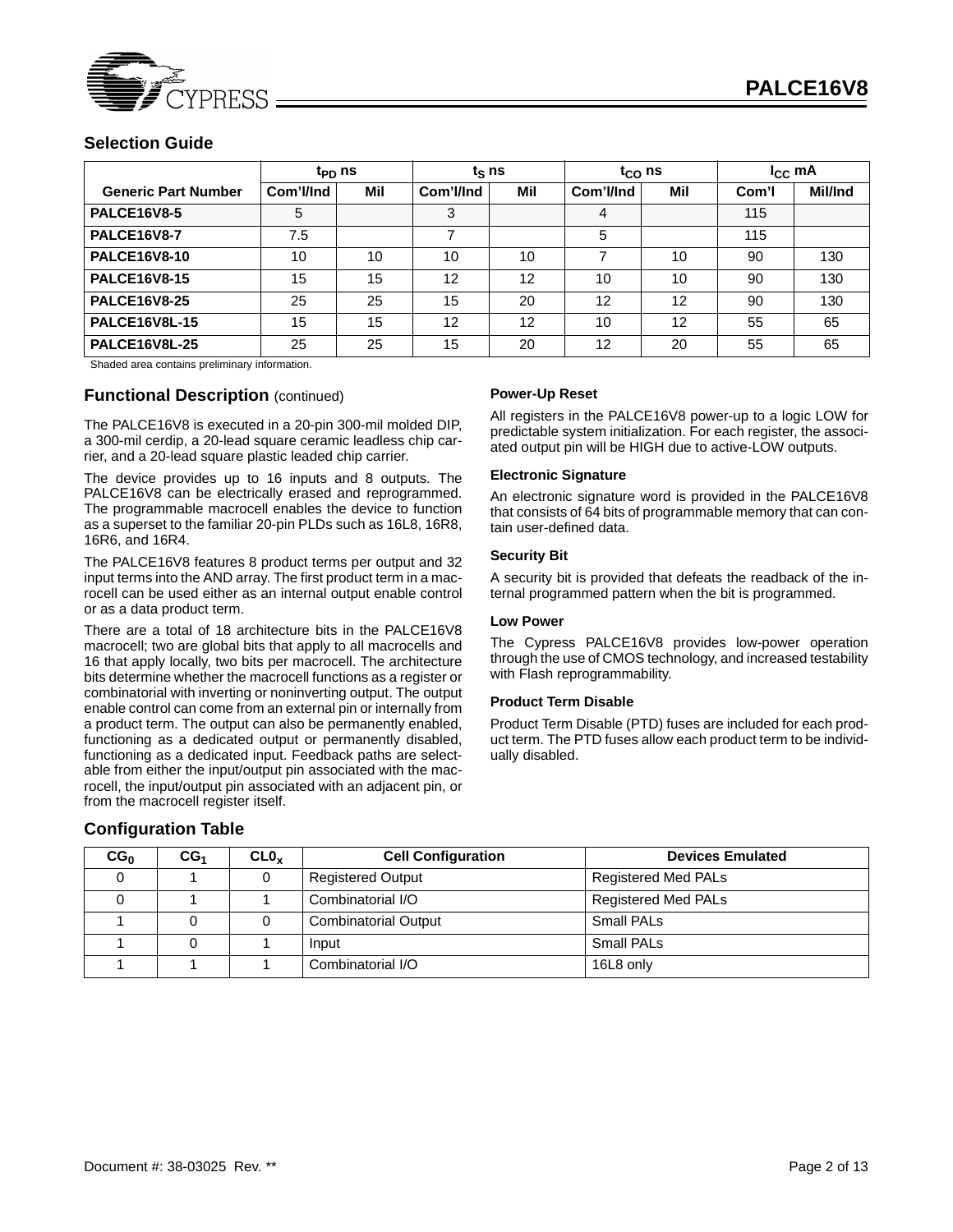## Selection Guide

| | $t_{PD}$ ns | | $t_S$ ns | | $t_{CO}$ ns | | $I_{CC}$ mA | |
|---|---|---|---|---|---|---|---|---|
| **Generic Part Number** | **Com'l/Ind** | **Mil** | **Com'l/Ind** | **Mil** | **Com'l/Ind** | **Mil** | **Com'l** | **Mil/Ind** |
| **PALCE16V8-5** | 5 | | 3 | | 4 | | 115 | |
| **PALCE16V8-7** | 7.5 | | 7 | | 5 | | 115 | |
| **PALCE16V8-10** | 10 | 10 | 10 | 10 | 7 | 10 | 90 | 130 |
| **PALCE16V8-15** | 15 | 15 | 12 | 12 | 10 | 10 | 90 | 130 |
| **PALCE16V8-25** | 25 | 25 | 15 | 20 | 12 | 12 | 90 | 130 |
| **PALCE16V8L-15** | 15 | 15 | 12 | 12 | 10 | 12 | 55 | 65 |
| **PALCE16V8L-25** | 25 | 25 | 15 | 20 | 12 | 20 | 55 | 65 |

Shaded area contains preliminary information.

## Functional Description (continued)

The PALCE16V8 is executed in a 20-pin 300-mil molded DIP, a 300-mil cerdip, a 20-lead square ceramic leadless chip carrier, and a 20-lead square plastic leaded chip carrier.

The device provides up to 16 inputs and 8 outputs. The PALCE16V8 can be electrically erased and reprogrammed. The programmable macrocell enables the device to function as a superset to the familiar 20-pin PLDs such as 16L8, 16R8, 16R6, and 16R4.

The PALCE16V8 features 8 product terms per output and 32 input terms into the AND array. The first product term in a macrocell can be used either as an internal output enable control or as a data product term.

There are a total of 18 architecture bits in the PALCE16V8 macrocell; two are global bits that apply to all macrocells and 16 that apply locally, two bits per macrocell. The architecture bits determine whether the macrocell functions as a register or combinatorial with inverting or noninverting output. The output enable control can come from an external pin or internally from a product term. The output can also be permanently enabled, functioning as a dedicated output or permanently disabled, functioning as a dedicated input. Feedback paths are selectable from either the input/output pin associated with the macrocell, the input/output pin associated with an adjacent pin, or from the macrocell register itself.

### Power-Up Reset

All registers in the PALCE16V8 power-up to a logic LOW for predictable system initialization. For each register, the associated output pin will be HIGH due to active-LOW outputs.

### Electronic Signature

An electronic signature word is provided in the PALCE16V8 that consists of 64 bits of programmable memory that can contain user-defined data.

### Security Bit

A security bit is provided that defeats the readback of the internal programmed pattern when the bit is programmed.

### Low Power

The Cypress PALCE16V8 provides low-power operation through the use of CMOS technology, and increased testability with Flash reprogrammability.

### Product Term Disable

Product Term Disable (PTD) fuses are included for each product term. The PTD fuses allow each product term to be individually disabled.

## Configuration Table

| $CG_0$ | $CG_1$ | $CL0_x$ | Cell Configuration | Devices Emulated |
|---|---|---|---|---|
| 0 | 1 | 0 | Registered Output | Registered Med PALs |
| 0 | 1 | 1 | Combinatorial I/O | Registered Med PALs |
| 1 | 0 | 0 | Combinatorial Output | Small PALs |
| 1 | 0 | 1 | Input | Small PALs |
| 1 | 1 | 1 | Combinatorial I/O | 16L8 only |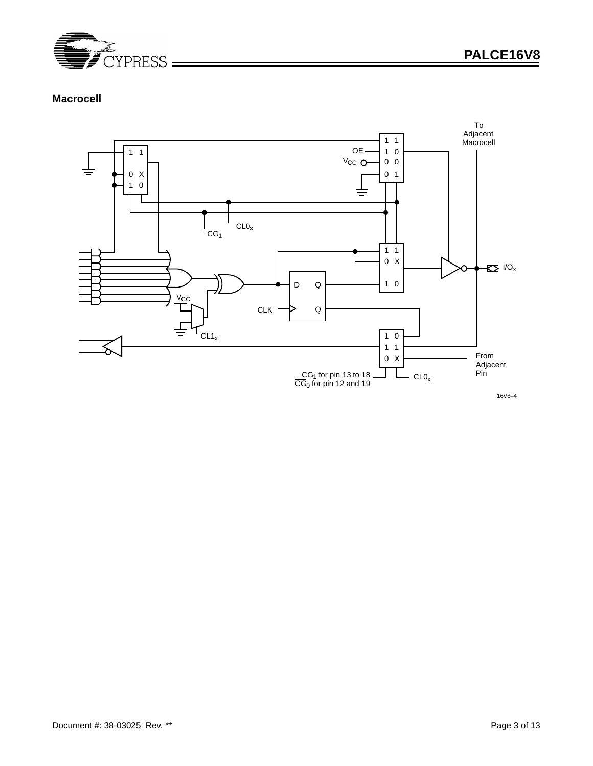### Macrocell

16V8–4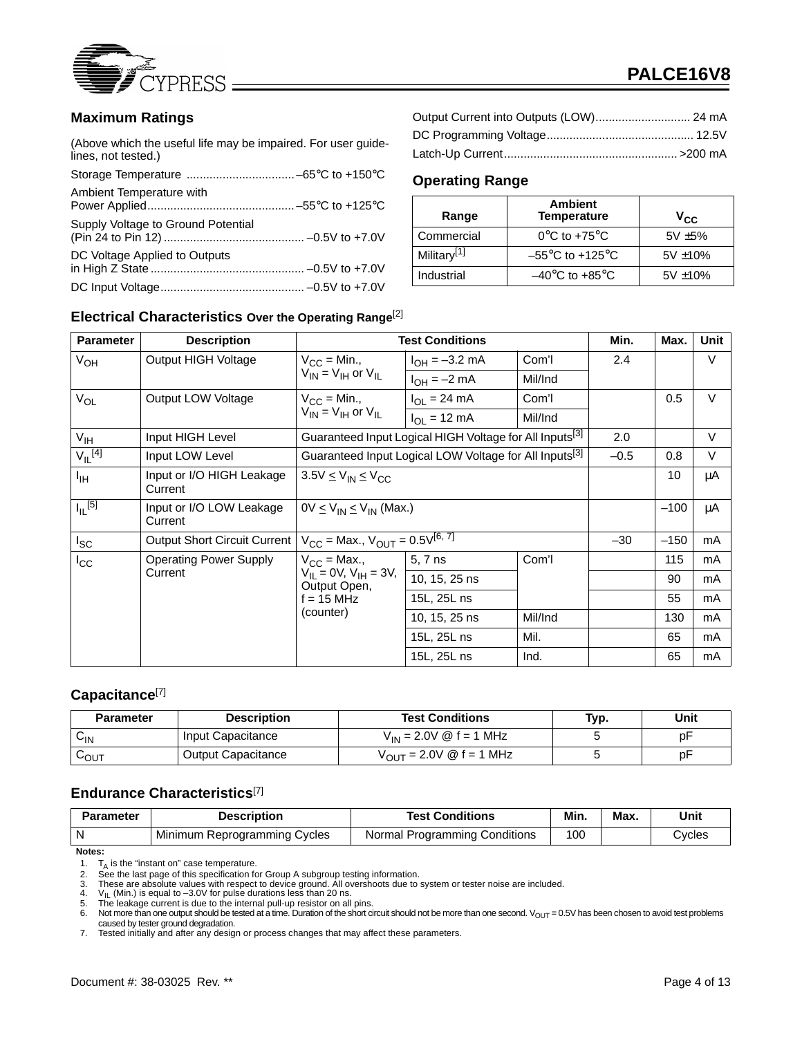## Maximum Ratings

(Above which the useful life may be impaired. For user guidelines, not tested.)

Storage Temperature ................................. –65°C to +150°C

Ambient Temperature with Power Applied............................................ –55°C to +125°C

Supply Voltage to Ground Potential (Pin 24 to Pin 12) ........................................... –0.5V to +7.0V

DC Voltage Applied to Outputs in High Z State ............................................... –0.5V to +7.0V

DC Input Voltage............................................ –0.5V to +7.0V

Output Current into Outputs (LOW)............................. 24 mA

DC Programming Voltage............................................. 12.5V

Latch-Up Current..................................................... >200 mA

## Operating Range

| Range | Ambient Temperature | $V_{CC}$ |
|---|---|---|
| Commercial | 0°C to +75°C | 5V ±5% |
| Military[1] | –55°C to +125°C | 5V ±10% |
| Industrial | –40°C to +85°C | 5V ±10% |

## Electrical Characteristics Over the Operating Range[2]

| Parameter | Description | Test Conditions | | | Min. | Max. | Unit |
|---|---|---|---|---|---|---|---|
| $V_{OH}$ | Output HIGH Voltage | $V_{CC}$ = Min., $V_{IN} = V_{IH}$ or $V_{IL}$ | $I_{OH}$ = –3.2 mA | Com'l | 2.4 | | V |
| | | | $I_{OH}$ = –2 mA | Mil/Ind | | | |
| $V_{OL}$ | Output LOW Voltage | $V_{CC}$ = Min., $V_{IN} = V_{IH}$ or $V_{IL}$ | $I_{OL}$ = 24 mA | Com'l | | 0.5 | V |
| | | | $I_{OL}$ = 12 mA | Mil/Ind | | | |
| $V_{IH}$ | Input HIGH Level | Guaranteed Input Logical HIGH Voltage for All Inputs[3] | | | 2.0 | | V |
| $V_{IL}$[4] | Input LOW Level | Guaranteed Input Logical LOW Voltage for All Inputs[3] | | | –0.5 | 0.8 | V |
| $I_{IH}$ | Input or I/O HIGH Leakage Current | $3.5V \leq V_{IN} \leq V_{CC}$ | | | | 10 | μA |
| $I_{IL}$[5] | Input or I/O LOW Leakage Current | $0V \leq V_{IN} \leq V_{IN}$ (Max.) | | | | –100 | μA |
| $I_{SC}$ | Output Short Circuit Current | $V_{CC}$ = Max., $V_{OUT}$ = 0.5V[6, 7] | | | –30 | –150 | mA |
| $I_{CC}$ | Operating Power Supply Current | $V_{CC}$ = Max., $V_{IL}$ = 0V, $V_{IH}$ = 3V, Output Open, f = 15 MHz (counter) | 5, 7 ns | Com'l | | 115 | mA |
| | | | 10, 15, 25 ns | | | 90 | mA |
| | | | 15L, 25L ns | | | 55 | mA |
| | | | 10, 15, 25 ns | Mil/Ind | | 130 | mA |
| | | | 15L, 25L ns | Mil. | | 65 | mA |
| | | | 15L, 25L ns | Ind. | | 65 | mA |

## Capacitance[7]

| Parameter | Description | Test Conditions | Typ. | Unit |
|---|---|---|---|---|
| $C_{IN}$ | Input Capacitance | $V_{IN}$ = 2.0V @ f = 1 MHz | 5 | pF |
| $C_{OUT}$ | Output Capacitance | $V_{OUT}$ = 2.0V @ f = 1 MHz | 5 | pF |

## Endurance Characteristics[7]

| Parameter | Description | Test Conditions | Min. | Max. | Unit |
|---|---|---|---|---|---|
| N | Minimum Reprogramming Cycles | Normal Programming Conditions | 100 | | Cycles |

**Notes:**

1. $T_A$ is the "instant on" case temperature.
2. See the last page of this specification for Group A subgroup testing information.
3. These are absolute values with respect to device ground. All overshoots due to system or tester noise are included.
4. $V_{IL}$ (Min.) is equal to –3.0V for pulse durations less than 20 ns.
5. The leakage current is due to the internal pull-up resistor on all pins.
6. Not more than one output should be tested at a time. Duration of the short circuit should not be more than one second. $V_{OUT}$ = 0.5V has been chosen to avoid test problems caused by tester ground degradation.
7. Tested initially and after any design or process changes that may affect these parameters.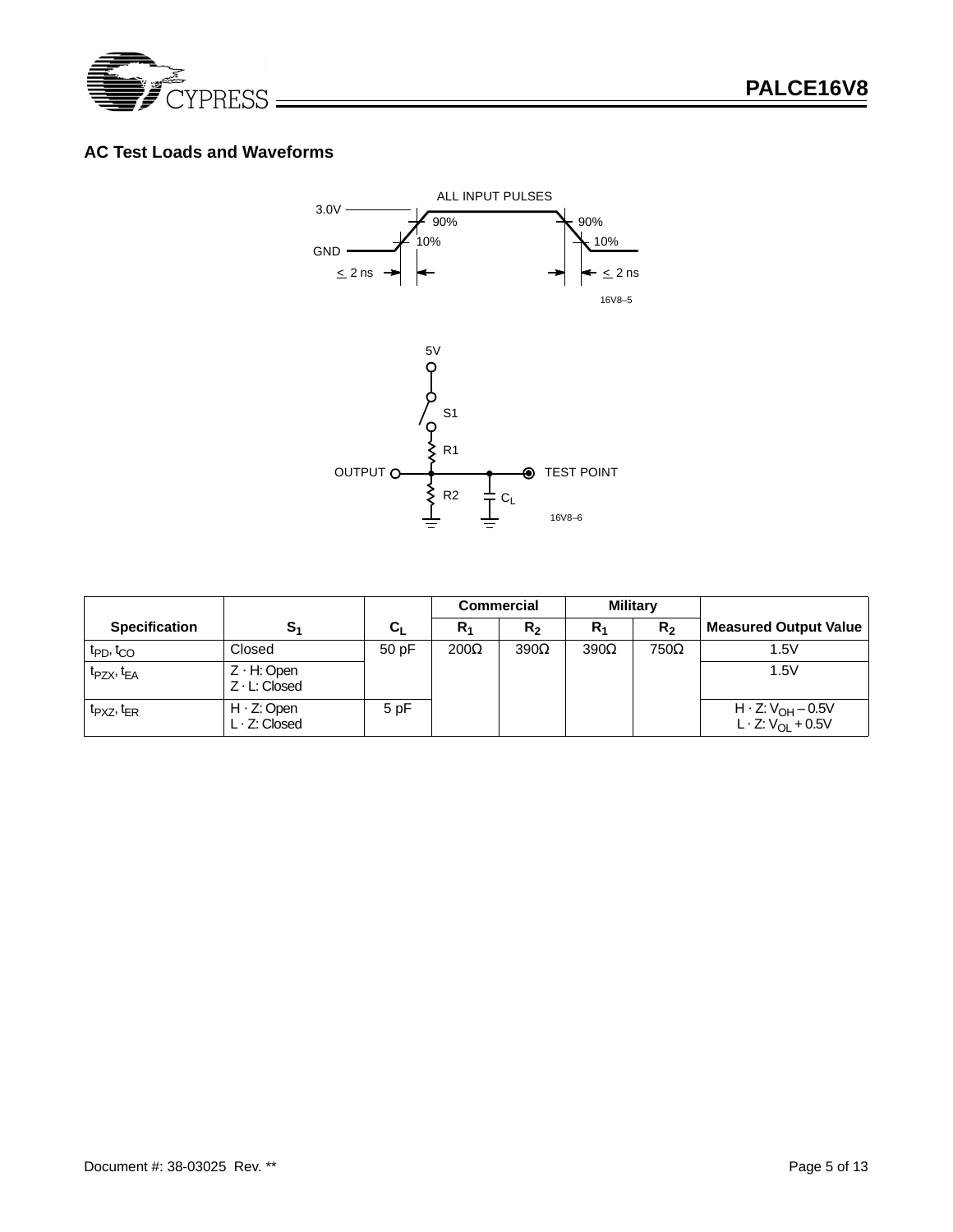## AC Test Loads and Waveforms

ALL INPUT PULSES

3.0V

90%

90%

10%

10%

GND

≤ 2 ns

≤ 2 ns

16V8–5

5V

S1

R1

OUTPUT

TEST POINT

R2

$C_L$

16V8–6

| Specification | $S_1$ | $C_L$ | Commercial | | Military | | Measured Output Value |
|---|---|---|---|---|---|---|---|
| | | | $R_1$ | $R_2$ | $R_1$ | $R_2$ | |
| $t_{PD}$, $t_{CO}$ | Closed | 50 pF | 200Ω | 390Ω | 390Ω | 750Ω | 1.5V |
| $t_{PZX}$, $t_{EA}$ | Z · H: Open<br>Z · L: Closed | | | | | | 1.5V |
| $t_{PXZ}$, $t_{ER}$ | H · Z: Open<br>L · Z: Closed | 5 pF | | | | | H · Z: $V_{OH}$ – 0.5V<br>L · Z: $V_{OL}$ + 0.5V |

Document #: 38-03025 Rev. **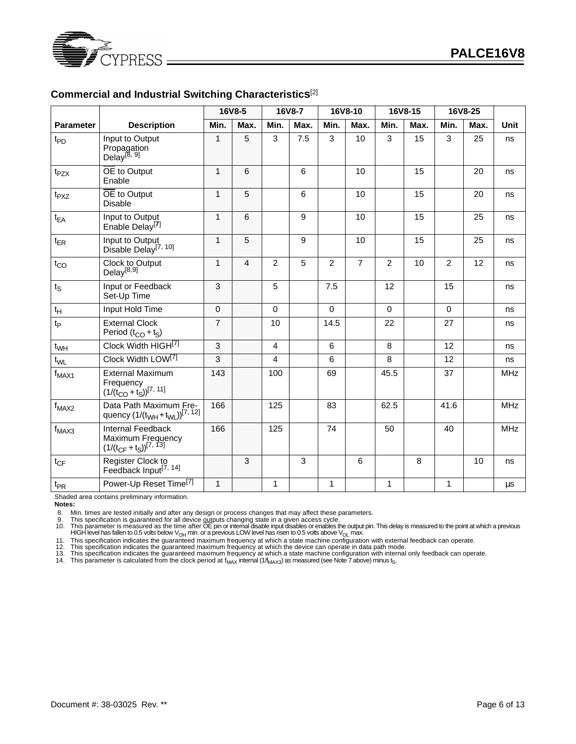### Commercial and Industrial Switching Characteristics[2]

| Parameter | Description | 16V8-5 | | 16V8-7 | | 16V8-10 | | 16V8-15 | | 16V8-25 | | Unit |
|---|---|---|---|---|---|---|---|---|---|---|---|---|
| | | Min. | Max. | Min. | Max. | Min. | Max. | Min. | Max. | Min. | Max. | |
| $t_{PD}$ | Input to Output Propagation Delay[8, 9] | 1 | 5 | 3 | 7.5 | 3 | 10 | 3 | 15 | 3 | 25 | ns |
| $t_{PZX}$ | $\overline{OE}$ to Output Enable | 1 | 6 | | 6 | | 10 | | 15 | | 20 | ns |
| $t_{PXZ}$ | $\overline{OE}$ to Output Disable | 1 | 5 | | 6 | | 10 | | 15 | | 20 | ns |
| $t_{EA}$ | Input to Output Enable Delay[7] | 1 | 6 | | 9 | | 10 | | 15 | | 25 | ns |
| $t_{ER}$ | Input to Output Disable Delay[7, 10] | 1 | 5 | | 9 | | 10 | | 15 | | 25 | ns |
| $t_{CO}$ | Clock to Output Delay[8,9] | 1 | 4 | 2 | 5 | 2 | 7 | 2 | 10 | 2 | 12 | ns |
| $t_S$ | Input or Feedback Set-Up Time | 3 | | 5 | | 7.5 | | 12 | | 15 | | ns |
| $t_H$ | Input Hold Time | 0 | | 0 | | 0 | | 0 | | 0 | | ns |
| $t_P$ | External Clock Period ($t_{CO} + t_S$) | 7 | | 10 | | 14.5 | | 22 | | 27 | | ns |
| $t_{WH}$ | Clock Width HIGH[7] | 3 | | 4 | | 6 | | 8 | | 12 | | ns |
| $t_{WL}$ | Clock Width LOW[7] | 3 | | 4 | | 6 | | 8 | | 12 | | ns |
| $f_{MAX1}$ | External Maximum Frequency ($1/(t_{CO} + t_S)$)[7, 11] | 143 | | 100 | | 69 | | 45.5 | | 37 | | MHz |
| $f_{MAX2}$ | Data Path Maximum Frequency ($1/(t_{WH} + t_{WL})$)[7, 12] | 166 | | 125 | | 83 | | 62.5 | | 41.6 | | MHz |
| $f_{MAX3}$ | Internal Feedback Maximum Frequency ($1/(t_{CF} + t_S)$)[7, 13] | 166 | | 125 | | 74 | | 50 | | 40 | | MHz |
| $t_{CF}$ | Register Clock to Feedback Input[7, 14] | | 3 | | 3 | | 6 | | 8 | | 10 | ns |
| $t_{PR}$ | Power-Up Reset Time[7] | 1 | | 1 | | 1 | | 1 | | 1 | | µs |

Shaded area contains preliminary information.

**Notes:**

8. Min. times are tested initially and after any design or process changes that may affect these parameters.
9. This specification is guaranteed for all device outputs changing state in a given access cycle.
10. This parameter is measured as the time after $\overline{OE}$ pin or internal disable input disables or enables the output pin. This delay is measured to the point at which a previous HIGH level has fallen to 0.5 volts below $V_{OH}$ min. or a previous LOW level has risen to 0.5 volts above $V_{OL}$ max.
11. This specification indicates the guaranteed maximum frequency at which a state machine configuration with external feedback can operate.
12. This specification indicates the guaranteed maximum frequency at which the device can operate in data path mode.
13. This specification indicates the guaranteed maximum frequency at which a state machine configuration with internal only feedback can operate.
14. This parameter is calculated from the clock period at $f_{MAX}$ internal ($1/f_{MAX3}$) as measured (see Note 7 above) minus $t_S$.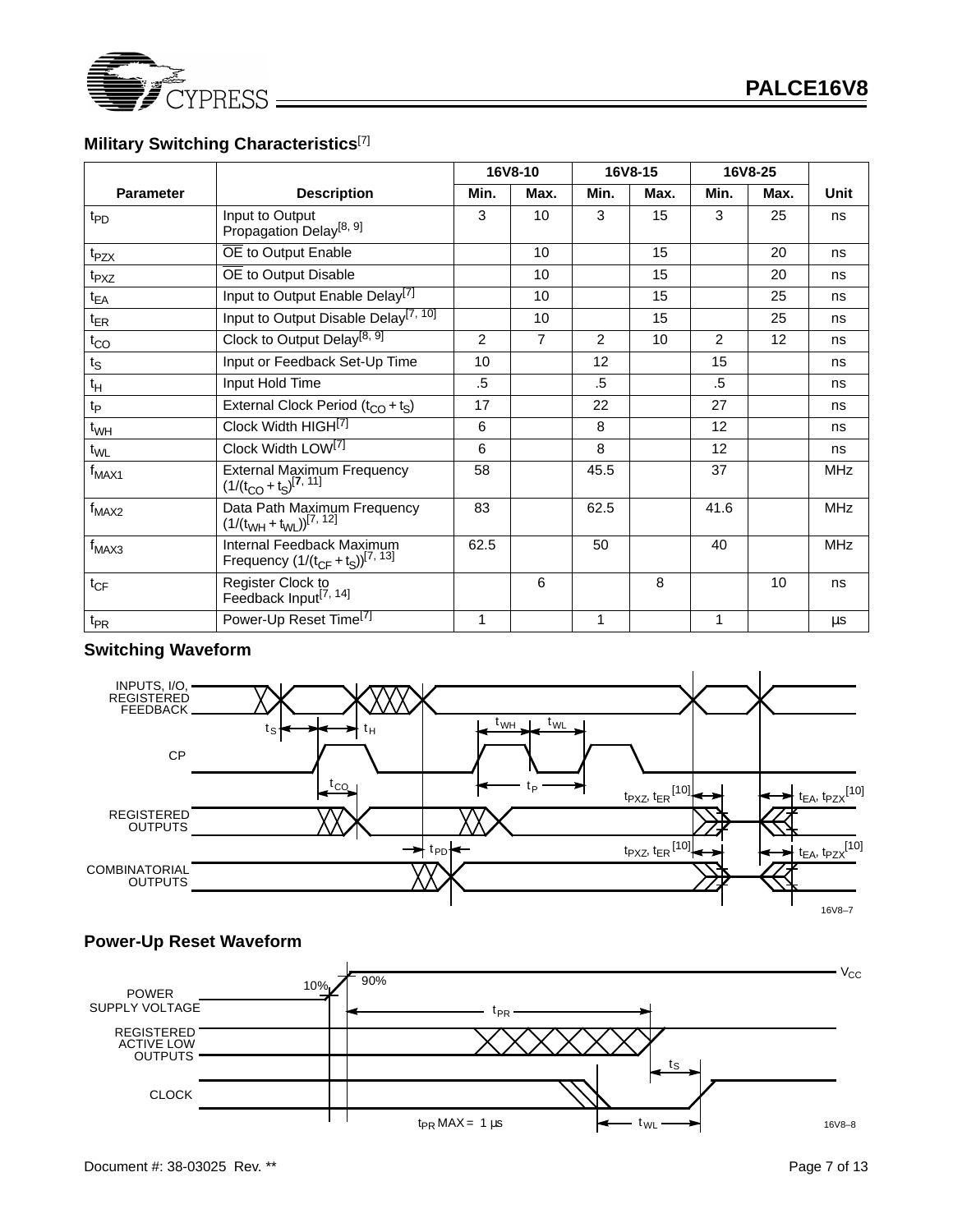## Military Switching Characteristics[7]

| Parameter | Description | 16V8-10 | | 16V8-15 | | 16V8-25 | | Unit |
|---|---|---|---|---|---|---|---|---|
| | | Min. | Max. | Min. | Max. | Min. | Max. | |
| $t_{PD}$ | Input to Output Propagation Delay[8, 9] | 3 | 10 | 3 | 15 | 3 | 25 | ns |
| $t_{PZX}$ | $\overline{OE}$ to Output Enable | | 10 | | 15 | | 20 | ns |
| $t_{PXZ}$ | $\overline{OE}$ to Output Disable | | 10 | | 15 | | 20 | ns |
| $t_{EA}$ | Input to Output Enable Delay[7] | | 10 | | 15 | | 25 | ns |
| $t_{ER}$ | Input to Output Disable Delay[7, 10] | | 10 | | 15 | | 25 | ns |
| $t_{CO}$ | Clock to Output Delay[8, 9] | 2 | 7 | 2 | 10 | 2 | 12 | ns |
| $t_S$ | Input or Feedback Set-Up Time | 10 | | 12 | | 15 | | ns |
| $t_H$ | Input Hold Time | .5 | | .5 | | .5 | | ns |
| $t_P$ | External Clock Period ($t_{CO} + t_S$) | 17 | | 22 | | 27 | | ns |
| $t_{WH}$ | Clock Width HIGH[7] | 6 | | 8 | | 12 | | ns |
| $t_{WL}$ | Clock Width LOW[7] | 6 | | 8 | | 12 | | ns |
| $f_{MAX1}$ | External Maximum Frequency ($1/(t_{CO} + t_S)$)[7, 11] | 58 | | 45.5 | | 37 | | MHz |
| $f_{MAX2}$ | Data Path Maximum Frequency ($1/(t_{WH} + t_{WL})$)[7, 12] | 83 | | 62.5 | | 41.6 | | MHz |
| $f_{MAX3}$ | Internal Feedback Maximum Frequency ($1/(t_{CF} + t_S)$)[7, 13] | 62.5 | | 50 | | 40 | | MHz |
| $t_{CF}$ | Register Clock to Feedback Input[7, 14] | | 6 | | 8 | | 10 | ns |
| $t_{PR}$ | Power-Up Reset Time[7] | 1 | | 1 | | 1 | | µs |

## Switching Waveform

16V8–7

## Power-Up Reset Waveform

16V8–8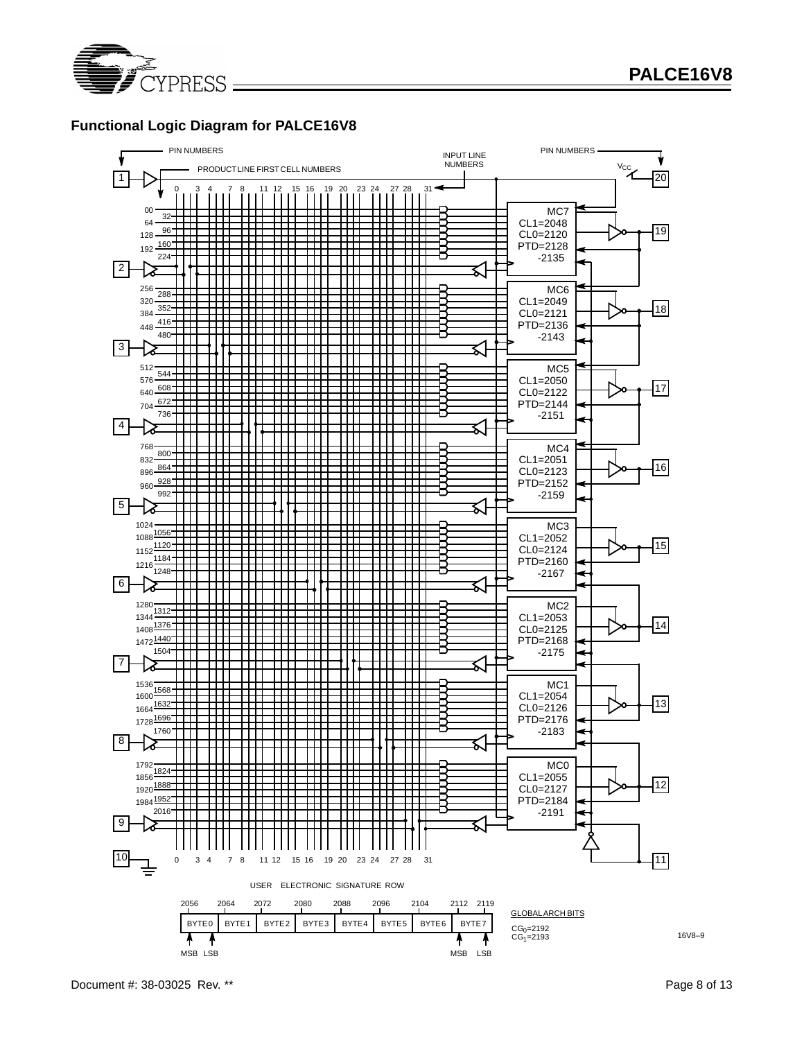## Functional Logic Diagram for PALCE16V8

PIN NUMBERS

INPUT LINE NUMBERS

PIN NUMBERS

PRODUCT LINE FIRST CELL NUMBERS

$V_{CC}$

0 3 4 7 8 11 12 15 16 19 20 23 24 27 28 31

| Macrocell | CL1 | CL0 | PTD | Output Pin |
|---|---|---|---|---|
| MC7 | 2048 | 2120 | 2128 -2135 | 19 |
| MC6 | 2049 | 2121 | 2136 -2143 | 18 |
| MC5 | 2050 | 2122 | 2144 -2151 | 17 |
| MC4 | 2051 | 2123 | 2152 -2159 | 16 |
| MC3 | 2052 | 2124 | 2160 -2167 | 15 |
| MC2 | 2053 | 2125 | 2168 -2175 | 14 |
| MC1 | 2054 | 2126 | 2176 -2183 | 13 |
| MC0 | 2055 | 2127 | 2184 -2191 | 12 |

Product line first cell numbers: 00, 32, 64, 96, 128, 160, 192, 224, 256, 288, 320, 352, 384, 416, 448, 480, 512, 544, 576, 608, 640, 672, 704, 736, 768, 800, 832, 864, 896, 928, 960, 992, 1024, 1056, 1088, 1120, 1152, 1184, 1216, 1248, 1280, 1312, 1344, 1376, 1408, 1440, 1472, 1504, 1536, 1568, 1600, 1632, 1664, 1696, 1728, 1760, 1792, 1824, 1856, 1888, 1920, 1952, 1984, 2016

Input pins: 1, 2, 3, 4, 5, 6, 7, 8, 9, 10, 11

USER ELECTRONIC SIGNATURE ROW

| 2056 | 2064 | 2072 | 2080 | 2088 | 2096 | 2104 | 2112 2119 |
|---|---|---|---|---|---|---|---|
| BYTE0 | BYTE1 | BYTE2 | BYTE3 | BYTE4 | BYTE5 | BYTE6 | BYTE7 |

MSB LSB ... MSB LSB

GLOBAL ARCH BITS

$CG_0$=2192
$CG_1$=2193

16V8–9

Document #: 38-03025 Rev. **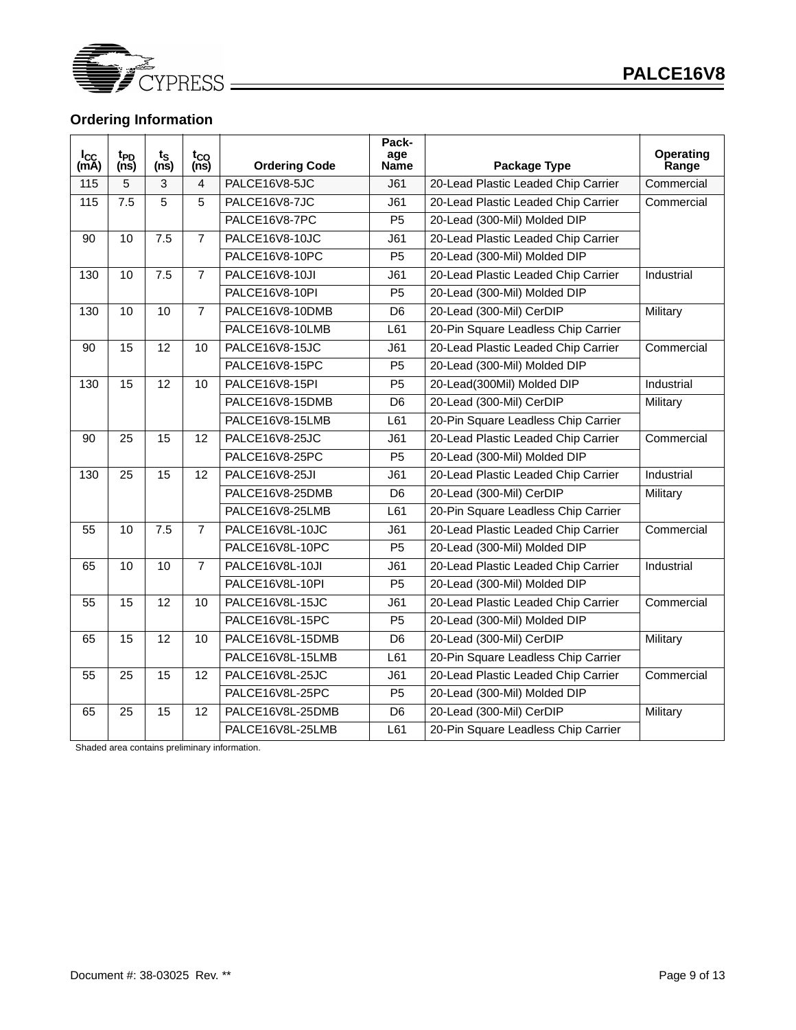## Ordering Information

| $I_{CC}$ (mA) | $t_{PD}$ (ns) | $t_S$ (ns) | $t_{CO}$ (ns) | Ordering Code | Package Name | Package Type | Operating Range |
|---|---|---|---|---|---|---|---|
| 115 | 5 | 3 | 4 | PALCE16V8-5JC | J61 | 20-Lead Plastic Leaded Chip Carrier | Commercial |
| 115 | 7.5 | 5 | 5 | PALCE16V8-7JC | J61 | 20-Lead Plastic Leaded Chip Carrier | Commercial |
| | | | | PALCE16V8-7PC | P5 | 20-Lead (300-Mil) Molded DIP | |
| 90 | 10 | 7.5 | 7 | PALCE16V8-10JC | J61 | 20-Lead Plastic Leaded Chip Carrier | |
| | | | | PALCE16V8-10PC | P5 | 20-Lead (300-Mil) Molded DIP | |
| 130 | 10 | 7.5 | 7 | PALCE16V8-10JI | J61 | 20-Lead Plastic Leaded Chip Carrier | Industrial |
| | | | | PALCE16V8-10PI | P5 | 20-Lead (300-Mil) Molded DIP | |
| 130 | 10 | 10 | 7 | PALCE16V8-10DMB | D6 | 20-Lead (300-Mil) CerDIP | Military |
| | | | | PALCE16V8-10LMB | L61 | 20-Pin Square Leadless Chip Carrier | |
| 90 | 15 | 12 | 10 | PALCE16V8-15JC | J61 | 20-Lead Plastic Leaded Chip Carrier | Commercial |
| | | | | PALCE16V8-15PC | P5 | 20-Lead (300-Mil) Molded DIP | |
| 130 | 15 | 12 | 10 | PALCE16V8-15PI | P5 | 20-Lead(300Mil) Molded DIP | Industrial |
| | | | | PALCE16V8-15DMB | D6 | 20-Lead (300-Mil) CerDIP | Military |
| | | | | PALCE16V8-15LMB | L61 | 20-Pin Square Leadless Chip Carrier | |
| 90 | 25 | 15 | 12 | PALCE16V8-25JC | J61 | 20-Lead Plastic Leaded Chip Carrier | Commercial |
| | | | | PALCE16V8-25PC | P5 | 20-Lead (300-Mil) Molded DIP | |
| 130 | 25 | 15 | 12 | PALCE16V8-25JI | J61 | 20-Lead Plastic Leaded Chip Carrier | Industrial |
| | | | | PALCE16V8-25DMB | D6 | 20-Lead (300-Mil) CerDIP | Military |
| | | | | PALCE16V8-25LMB | L61 | 20-Pin Square Leadless Chip Carrier | |
| 55 | 10 | 7.5 | 7 | PALCE16V8L-10JC | J61 | 20-Lead Plastic Leaded Chip Carrier | Commercial |
| | | | | PALCE16V8L-10PC | P5 | 20-Lead (300-Mil) Molded DIP | |
| 65 | 10 | 10 | 7 | PALCE16V8L-10JI | J61 | 20-Lead Plastic Leaded Chip Carrier | Industrial |
| | | | | PALCE16V8L-10PI | P5 | 20-Lead (300-Mil) Molded DIP | |
| 55 | 15 | 12 | 10 | PALCE16V8L-15JC | J61 | 20-Lead Plastic Leaded Chip Carrier | Commercial |
| | | | | PALCE16V8L-15PC | P5 | 20-Lead (300-Mil) Molded DIP | |
| 65 | 15 | 12 | 10 | PALCE16V8L-15DMB | D6 | 20-Lead (300-Mil) CerDIP | Military |
| | | | | PALCE16V8L-15LMB | L61 | 20-Pin Square Leadless Chip Carrier | |
| 55 | 25 | 15 | 12 | PALCE16V8L-25JC | J61 | 20-Lead Plastic Leaded Chip Carrier | Commercial |
| | | | | PALCE16V8L-25PC | P5 | 20-Lead (300-Mil) Molded DIP | |
| 65 | 25 | 15 | 12 | PALCE16V8L-25DMB | D6 | 20-Lead (300-Mil) CerDIP | Military |
| | | | | PALCE16V8L-25LMB | L61 | 20-Pin Square Leadless Chip Carrier | |

Shaded area contains preliminary information.

Document #: 38-03025 Rev. **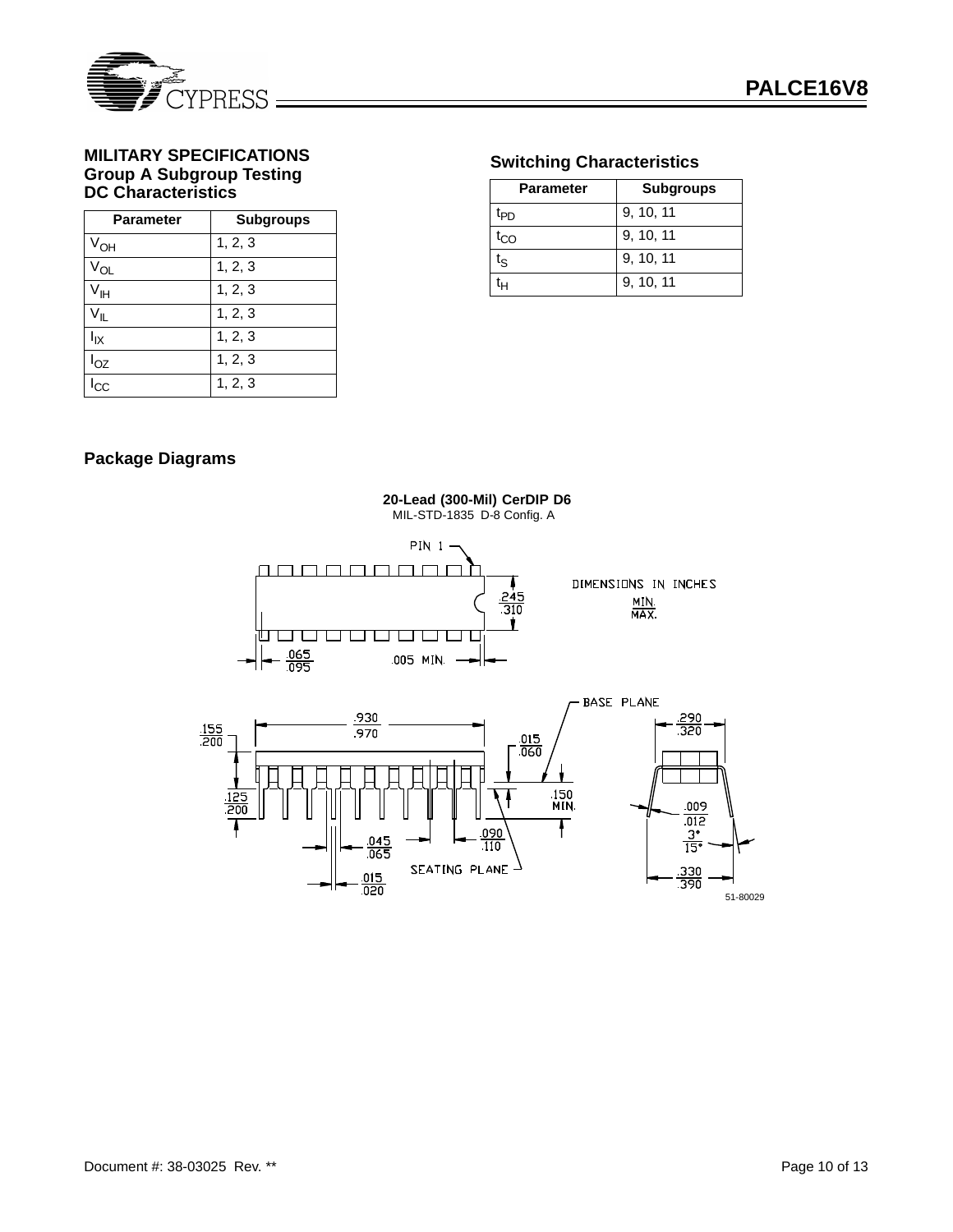## MILITARY SPECIFICATIONS
### Group A Subgroup Testing
### DC Characteristics

| Parameter | Subgroups |
|---|---|
| $V_{OH}$ | 1, 2, 3 |
| $V_{OL}$ | 1, 2, 3 |
| $V_{IH}$ | 1, 2, 3 |
| $V_{IL}$ | 1, 2, 3 |
| $I_{IX}$ | 1, 2, 3 |
| $I_{OZ}$ | 1, 2, 3 |
| $I_{CC}$ | 1, 2, 3 |

### Switching Characteristics

| Parameter | Subgroups |
|---|---|
| $t_{PD}$ | 9, 10, 11 |
| $t_{CO}$ | 9, 10, 11 |
| $t_S$ | 9, 10, 11 |
| $t_H$ | 9, 10, 11 |

## Package Diagrams

**20-Lead (300-Mil) CerDIP D6**
MIL-STD-1835 D-8 Config. A

PIN 1

DIMENSIONS IN INCHES
MIN.
MAX.

.245 / .310

.065 / .095

.005 MIN.

BASE PLANE

.930 / .970

.155 / .200

.015 / .060

.290 / .320

.125 / .200

.150 MIN.

.009 / .012

3° / 15°

.045 / .065

.090 / .110

SEATING PLANE

.015 / .020

.330 / .390

51-80029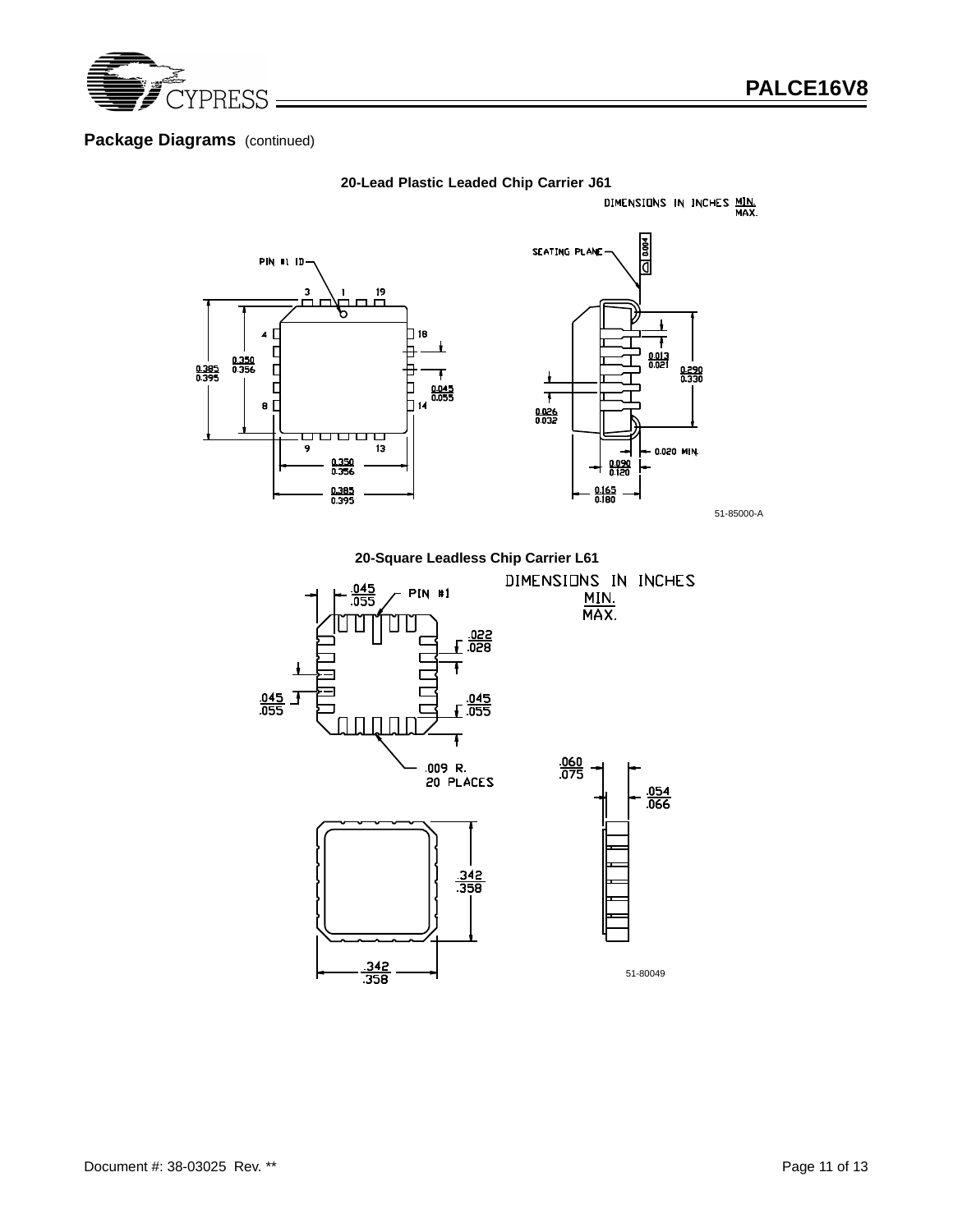## Package Diagrams (continued)

**20-Lead Plastic Leaded Chip Carrier J61**

DIMENSIONS IN INCHES MIN./MAX.

PIN #1 ID

SEATING PLANE

0.004

3 1 19

4 18

8 14

9 13

0.385/0.395 0.350/0.356

0.045/0.055

0.013/0.021

0.290/0.330

0.026/0.032

0.020 MIN.

0.090/0.120

0.165/0.180

0.350/0.356

0.385/0.395

51-85000-A

**20-Square Leadless Chip Carrier L61**

DIMENSIONS IN INCHES MIN./MAX.

.045/.055 PIN #1

.022/.028

.045/.055

.045/.055

.009 R. 20 PLACES

.060/.075

.054/.066

.342/.358

.342/.358

51-80049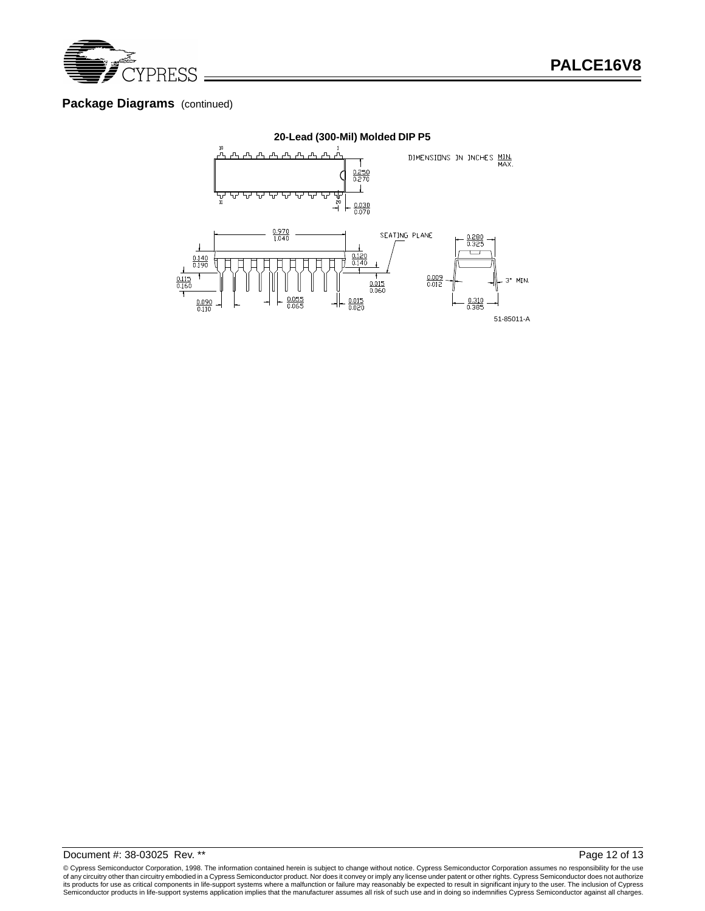## Package Diagrams (continued)

**20-Lead (300-Mil) Molded DIP P5**

DIMENSIONS IN INCHES MIN. / MAX.

0.250 / 0.270

0.030 / 0.070

0.970 / 1.040

SEATING PLANE

0.280 / 0.325

0.140 / 0.190

0.120 / 0.140

0.115 / 0.160

0.015 / 0.060

0.009 / 0.012

3° MIN.

0.090 / 0.110

0.055 / 0.065

0.015 / 0.020

0.310 / 0.385

51-85011-A

© Cypress Semiconductor Corporation, 1998. The information contained herein is subject to change without notice. Cypress Semiconductor Corporation assumes no responsibility for the use of any circuitry other than circuitry embodied in a Cypress Semiconductor product. Nor does it convey or imply any license under patent or other rights. Cypress Semiconductor does not authorize its products for use as critical components in life-support systems where a malfunction or failure may reasonably be expected to result in significant injury to the user. The inclusion of Cypress Semiconductor products in life-support systems application implies that the manufacturer assumes all risk of such use and in doing so indemnifies Cypress Semiconductor against all charges.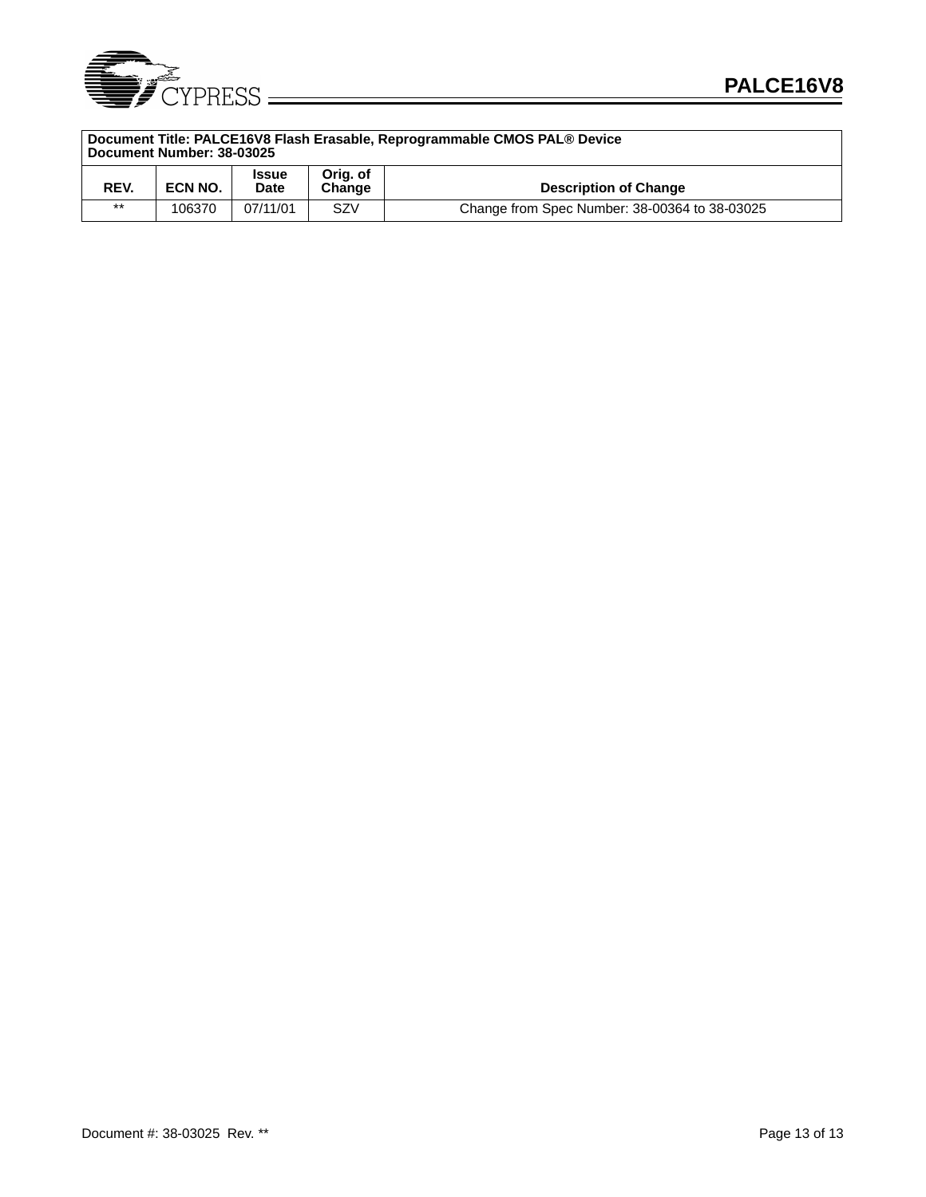| Document Title: PALCE16V8 Flash Erasable, Reprogrammable CMOS PAL® Device<br>Document Number: 38-03025 | | | | |
|---|---|---|---|---|
| **REV.** | **ECN NO.** | **Issue Date** | **Orig. of Change** | **Description of Change** |
| ** | 106370 | 07/11/01 | SZV | Change from Spec Number: 38-00364 to 38-03025 |